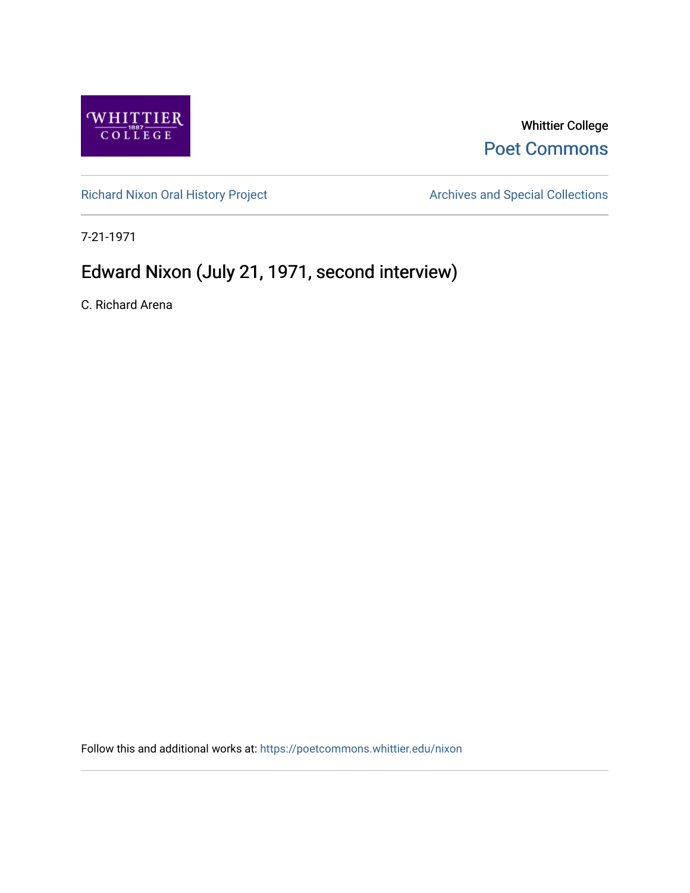Whittier College

Poet Commons

Richard Nixon Oral History Project

Archives and Special Collections

7-21-1971

# Edward Nixon (July 21, 1971, second interview)

C. Richard Arena

Follow this and additional works at: https://poetcommons.whittier.edu/nixon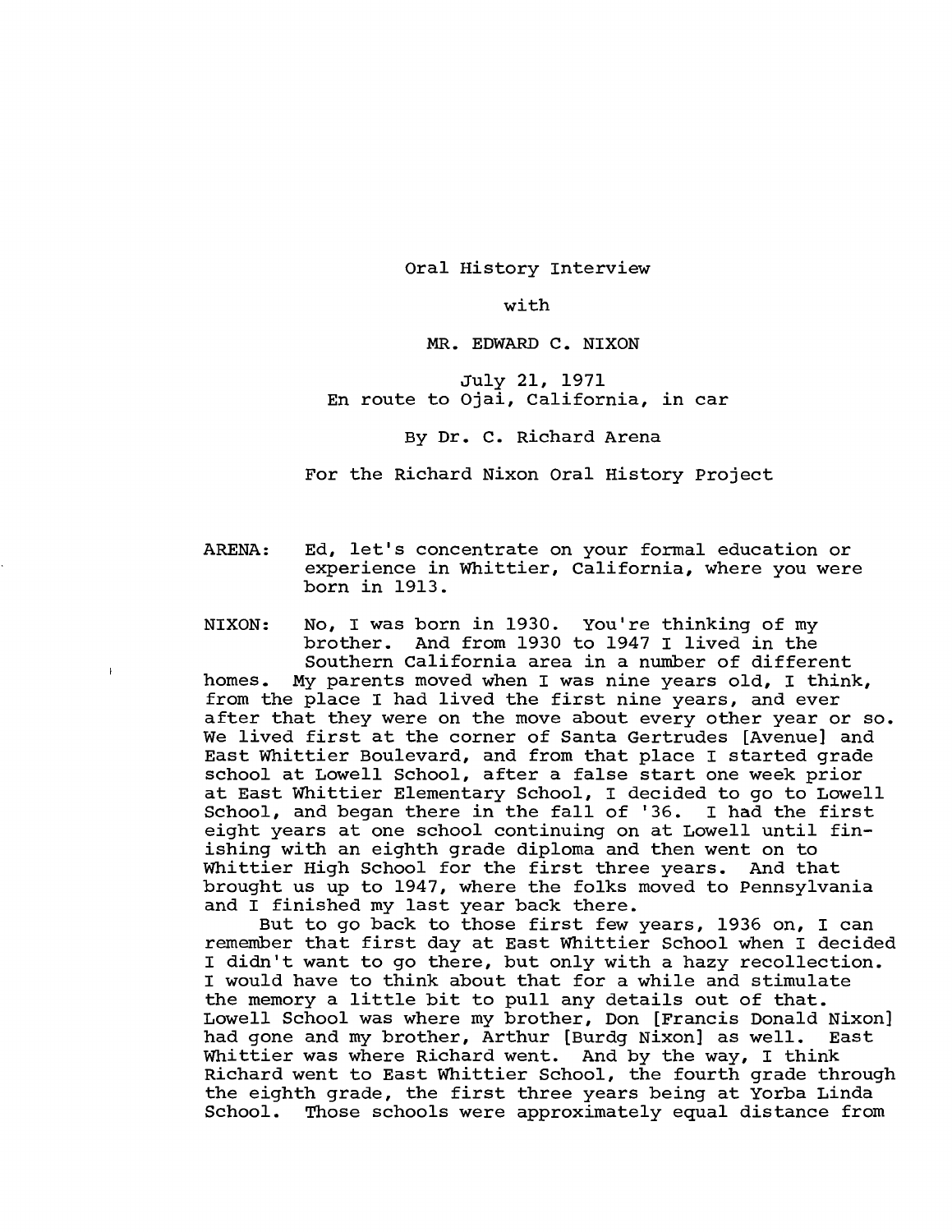Oral History Interview

with

MR. EDWARD C. NIXON

July 21, 1971
En route to Ojai, California, in car

By Dr. C. Richard Arena

For the Richard Nixon Oral History Project

ARENA: Ed, let's concentrate on your formal education or experience in Whittier, California, where you were born in 1913.

NIXON: No, I was born in 1930. You're thinking of my brother. And from 1930 to 1947 I lived in the Southern California area in a number of different homes. My parents moved when I was nine years old, I think, from the place I had lived the first nine years, and ever after that they were on the move about every other year or so. We lived first at the corner of Santa Gertrudes [Avenue] and East Whittier Boulevard, and from that place I started grade school at Lowell School, after a false start one week prior at East Whittier Elementary School, I decided to go to Lowell School, and began there in the fall of '36. I had the first eight years at one school continuing on at Lowell until finishing with an eighth grade diploma and then went on to Whittier High School for the first three years. And that brought us up to 1947, where the folks moved to Pennsylvania and I finished my last year back there.

But to go back to those first few years, 1936 on, I can remember that first day at East Whittier School when I decided I didn't want to go there, but only with a hazy recollection. I would have to think about that for a while and stimulate the memory a little bit to pull any details out of that. Lowell School was where my brother, Don [Francis Donald Nixon] had gone and my brother, Arthur [Burdg Nixon] as well. East Whittier was where Richard went. And by the way, I think Richard went to East Whittier School, the fourth grade through the eighth grade, the first three years being at Yorba Linda School. Those schools were approximately equal distance from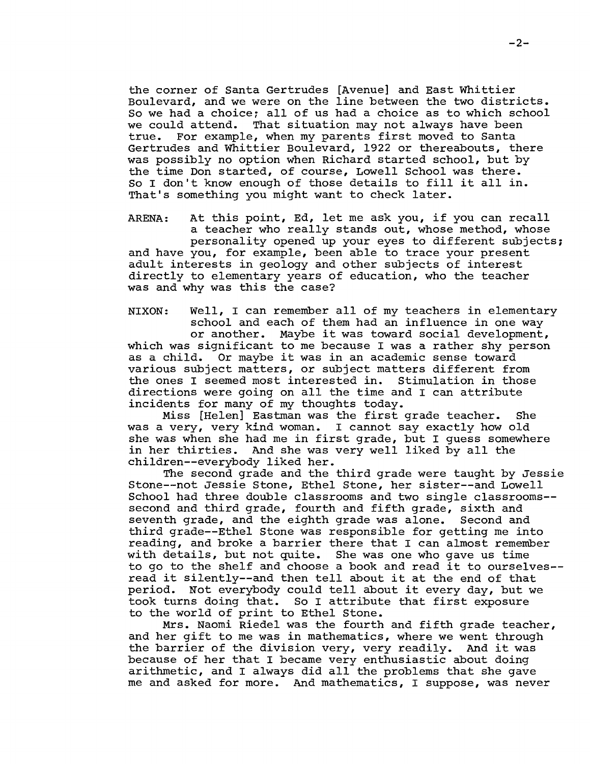the corner of Santa Gertrudes [Avenue] and East Whittier Boulevard, and we were on the line between the two districts. So we had a choice; all of us had a choice as to which school we could attend. That situation may not always have been true. For example, when my parents first moved to Santa Gertrudes and Whittier Boulevard, 1922 or thereabouts, there was possibly no option when Richard started school, but by the time Don started, of course, Lowell School was there. So I don't know enough of those details to fill it all in. That's something you might want to check later.

ARENA: At this point, Ed, let me ask you, if you can recall a teacher who really stands out, whose method, whose personality opened up your eyes to different subjects; and have you, for example, been able to trace your present adult interests in geology and other subjects of interest directly to elementary years of education, who the teacher was and why was this the case?

NIXON: Well, I can remember all of my teachers in elementary school and each of them had an influence in one way or another. Maybe it was toward social development, which was significant to me because I was a rather shy person as a child. Or maybe it was in an academic sense toward various subject matters, or subject matters different from the ones I seemed most interested in. Stimulation in those directions were going on all the time and I can attribute incidents for many of my thoughts today.

Miss [Helen] Eastman was the first grade teacher. She was a very, very kind woman. I cannot say exactly how old she was when she had me in first grade, but I guess somewhere in her thirties. And she was very well liked by all the children--everybody liked her.

The second grade and the third grade were taught by Jessie Stone--not Jessie Stone, Ethel Stone, her sister--and Lowell School had three double classrooms and two single classrooms--second and third grade, fourth and fifth grade, sixth and seventh grade, and the eighth grade was alone. Second and third grade--Ethel Stone was responsible for getting me into reading, and broke a barrier there that I can almost remember with details, but not quite. She was one who gave us time to go to the shelf and choose a book and read it to ourselves--read it silently--and then tell about it at the end of that period. Not everybody could tell about it every day, but we took turns doing that. So I attribute that first exposure to the world of print to Ethel Stone.

Mrs. Naomi Riedel was the fourth and fifth grade teacher, and her gift to me was in mathematics, where we went through the barrier of the division very, very readily. And it was because of her that I became very enthusiastic about doing arithmetic, and I always did all the problems that she gave me and asked for more. And mathematics, I suppose, was never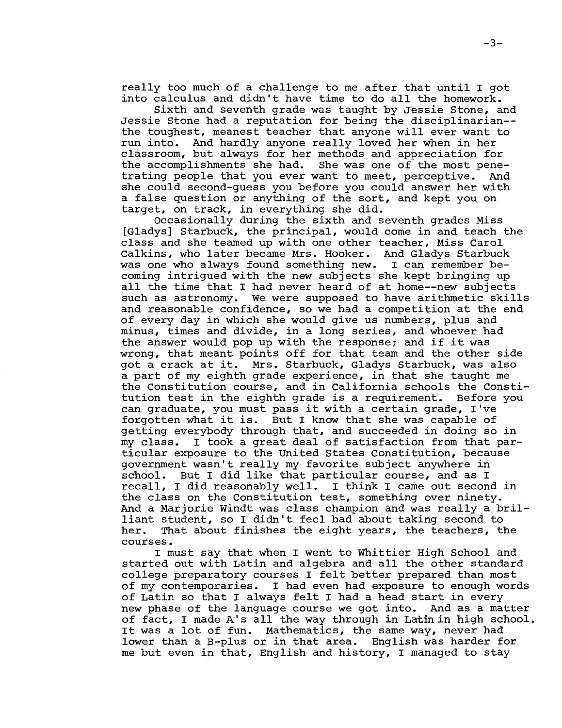really too much of a challenge to me after that until I got into calculus and didn't have time to do all the homework.

Sixth and seventh grade was taught by Jessie Stone, and Jessie Stone had a reputation for being the disciplinarian--the toughest, meanest teacher that anyone will ever want to run into. And hardly anyone really loved her when in her classroom, but always for her methods and appreciation for the accomplishments she had. She was one of the most penetrating people that you ever want to meet, perceptive. And she could second-guess you before you could answer her with a false question or anything of the sort, and kept you on target, on track, in everything she did.

Occasionally during the sixth and seventh grades Miss [Gladys] Starbuck, the principal, would come in and teach the class and she teamed up with one other teacher, Miss Carol Calkins, who later became Mrs. Hooker. And Gladys Starbuck was one who always found something new. I can remember becoming intrigued with the new subjects she kept bringing up all the time that I had never heard of at home--new subjects such as astronomy. We were supposed to have arithmetic skills and reasonable confidence, so we had a competition at the end of every day in which she would give us numbers, plus and minus, times and divide, in a long series, and whoever had the answer would pop up with the response; and if it was wrong, that meant points off for that team and the other side got a crack at it. Mrs. Starbuck, Gladys Starbuck, was also a part of my eighth grade experience, in that she taught me the Constitution course, and in California schools the Constitution test in the eighth grade is a requirement. Before you can graduate, you must pass it with a certain grade, I've forgotten what it is. But I know that she was capable of getting everybody through that, and succeeded in doing so in my class. I took a great deal of satisfaction from that particular exposure to the United States Constitution, because government wasn't really my favorite subject anywhere in school. But I did like that particular course, and as I recall, I did reasonably well. I think I came out second in the class on the Constitution test, something over ninety. And a Marjorie Windt was class champion and was really a brilliant student, so I didn't feel bad about taking second to her. That about finishes the eight years, the teachers, the courses.

I must say that when I went to Whittier High School and started out with Latin and algebra and all the other standard college preparatory courses I felt better prepared than most of my contemporaries. I had even had exposure to enough words of Latin so that I always felt I had a head start in every new phase of the language course we got into. And as a matter of fact, I made A's all the way through in Latin in high school. It was a lot of fun. Mathematics, the same way, never had lower than a B-plus or in that area. English was harder for me but even in that, English and history, I managed to stay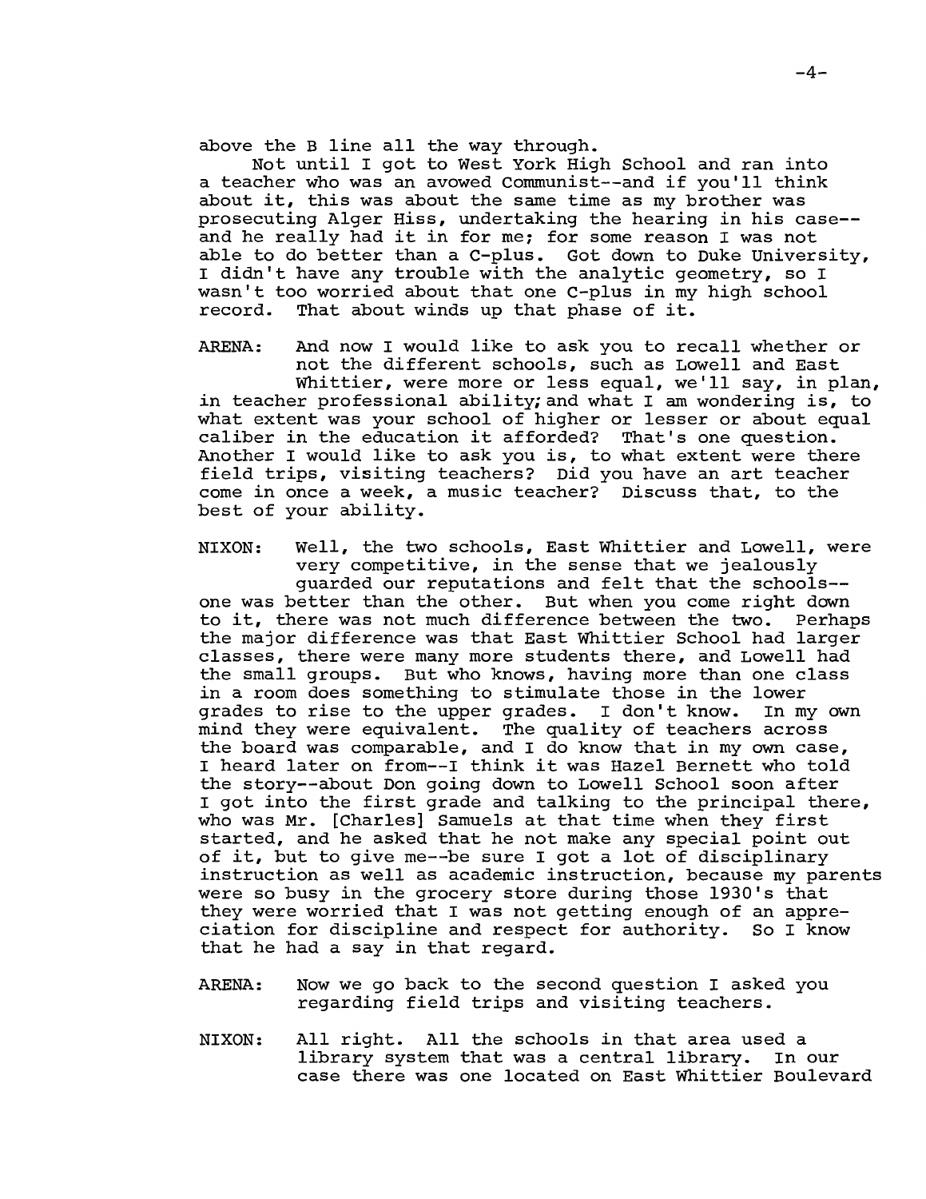above the B line all the way through.

Not until I got to West York High School and ran into a teacher who was an avowed Communist--and if you'll think about it, this was about the same time as my brother was prosecuting Alger Hiss, undertaking the hearing in his case--and he really had it in for me; for some reason I was not able to do better than a C-plus. Got down to Duke University, I didn't have any trouble with the analytic geometry, so I wasn't too worried about that one C-plus in my high school record. That about winds up that phase of it.

ARENA: And now I would like to ask you to recall whether or not the different schools, such as Lowell and East Whittier, were more or less equal, we'll say, in plan, in teacher professional ability; and what I am wondering is, to what extent was your school of higher or lesser or about equal caliber in the education it afforded? That's one question. Another I would like to ask you is, to what extent were there field trips, visiting teachers? Did you have an art teacher come in once a week, a music teacher? Discuss that, to the best of your ability.

NIXON: Well, the two schools, East Whittier and Lowell, were very competitive, in the sense that we jealously guarded our reputations and felt that the schools--one was better than the other. But when you come right down to it, there was not much difference between the two. Perhaps the major difference was that East Whittier School had larger classes, there were many more students there, and Lowell had the small groups. But who knows, having more than one class in a room does something to stimulate those in the lower grades to rise to the upper grades. I don't know. In my own mind they were equivalent. The quality of teachers across the board was comparable, and I do know that in my own case, I heard later on from--I think it was Hazel Bernett who told the story--about Don going down to Lowell School soon after I got into the first grade and talking to the principal there, who was Mr. [Charles] Samuels at that time when they first started, and he asked that he not make any special point out of it, but to give me--be sure I got a lot of disciplinary instruction as well as academic instruction, because my parents were so busy in the grocery store during those 1930's that they were worried that I was not getting enough of an appreciation for discipline and respect for authority. So I know that he had a say in that regard.

ARENA: Now we go back to the second question I asked you regarding field trips and visiting teachers.

NIXON: All right. All the schools in that area used a library system that was a central library. In our case there was one located on East Whittier Boulevard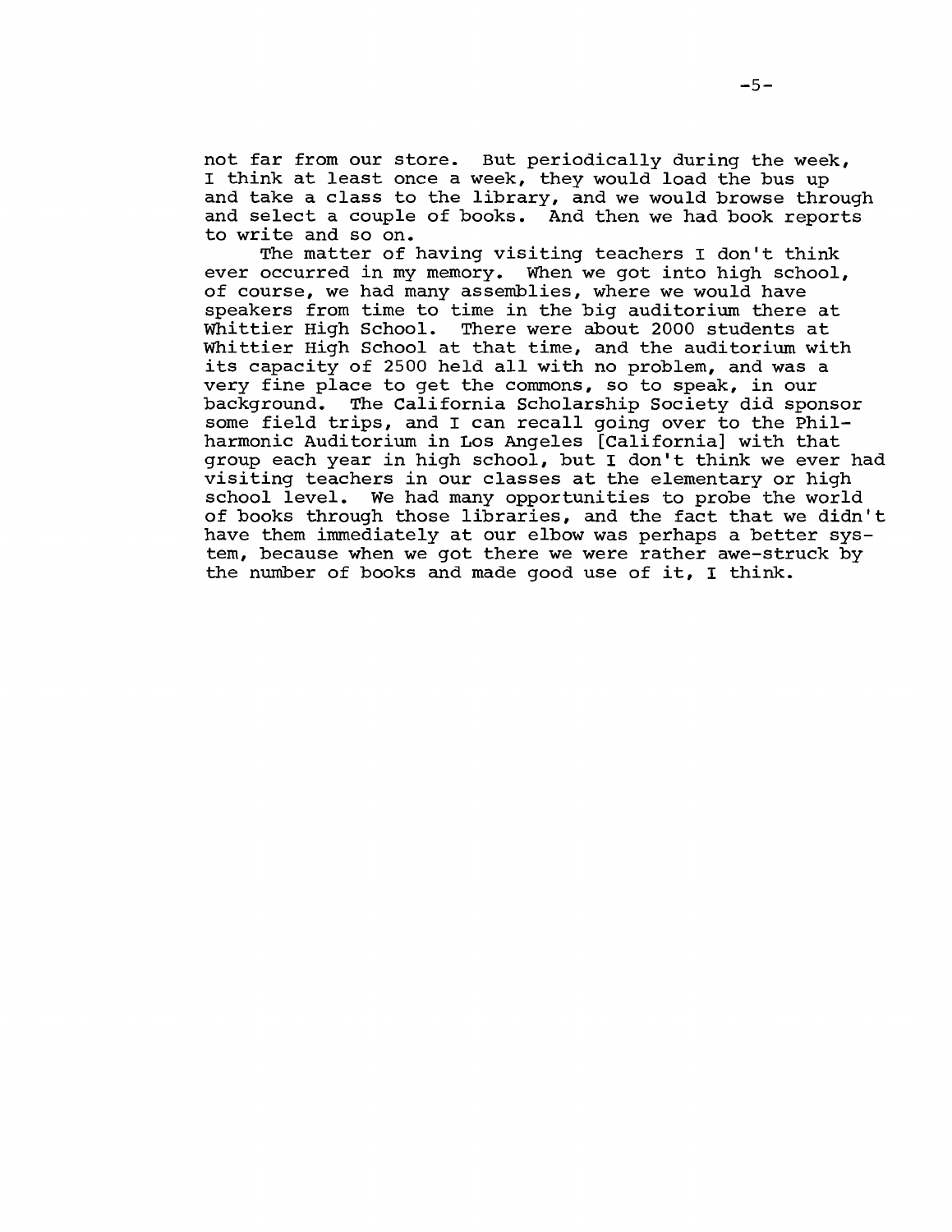not far from our store. But periodically during the week, I think at least once a week, they would load the bus up and take a class to the library, and we would browse through and select a couple of books. And then we had book reports to write and so on.

The matter of having visiting teachers I don't think ever occurred in my memory. When we got into high school, of course, we had many assemblies, where we would have speakers from time to time in the big auditorium there at Whittier High School. There were about 2000 students at Whittier High School at that time, and the auditorium with its capacity of 2500 held all with no problem, and was a very fine place to get the commons, so to speak, in our background. The California Scholarship Society did sponsor some field trips, and I can recall going over to the Philharmonic Auditorium in Los Angeles [California] with that group each year in high school, but I don't think we ever had visiting teachers in our classes at the elementary or high school level. We had many opportunities to probe the world of books through those libraries, and the fact that we didn't have them immediately at our elbow was perhaps a better system, because when we got there we were rather awe-struck by the number of books and made good use of it, I think.